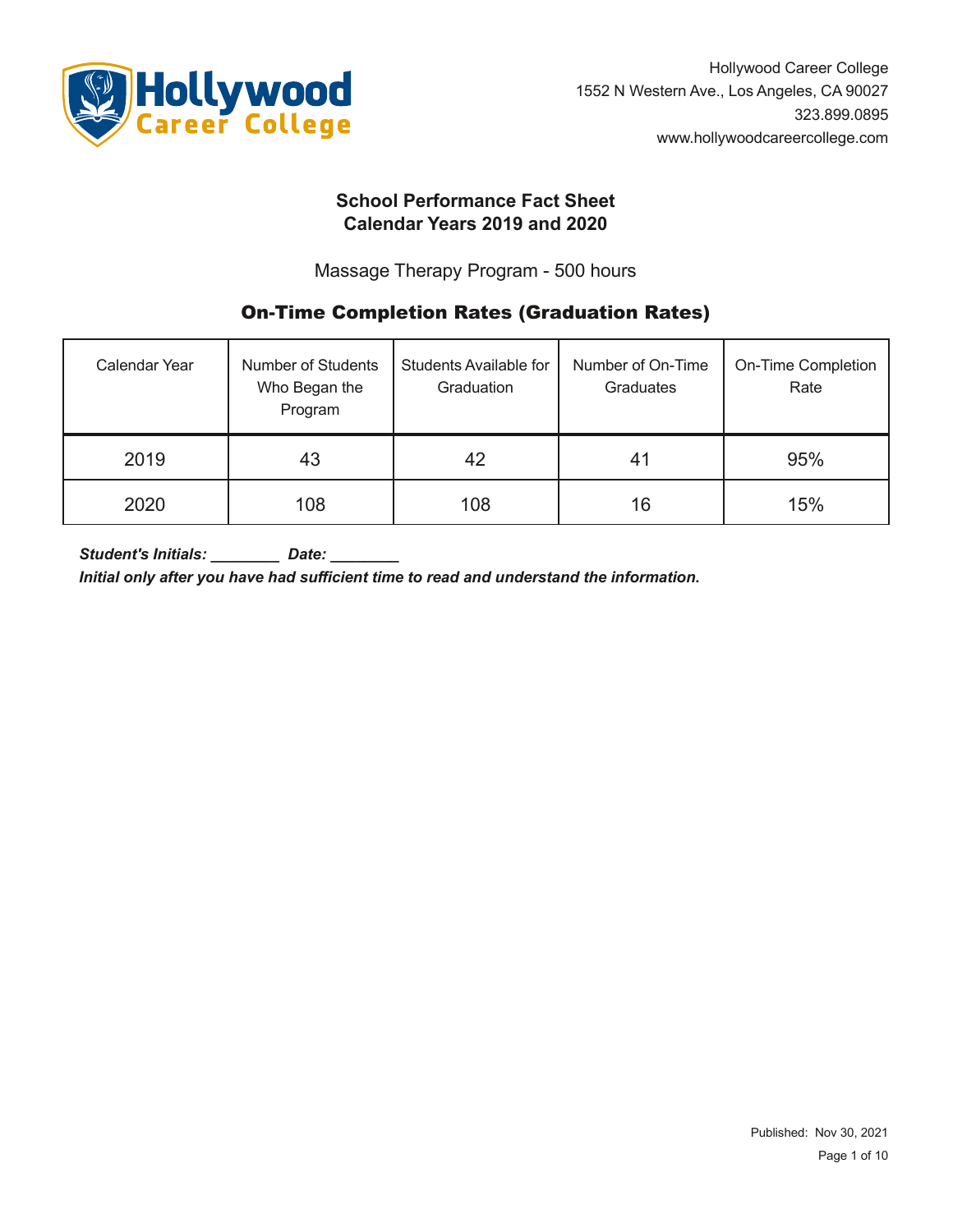Hollywood Career College
1552 N Western Ave., Los Angeles, CA 90027
323.899.0895
www.hollywoodcareercollege.com

## School Performance Fact Sheet
## Calendar Years 2019 and 2020

Massage Therapy Program - 500 hours

### On-Time Completion Rates (Graduation Rates)

| Calendar Year | Number of Students Who Began the Program | Students Available for Graduation | Number of On-Time Graduates | On-Time Completion Rate |
|---|---|---|---|---|
| 2019 | 43 | 42 | 41 | 95% |
| 2020 | 108 | 108 | 16 | 15% |

***Student's Initials: ________ Date: ________***
***Initial only after you have had sufficient time to read and understand the information.***

Published: Nov 30, 2021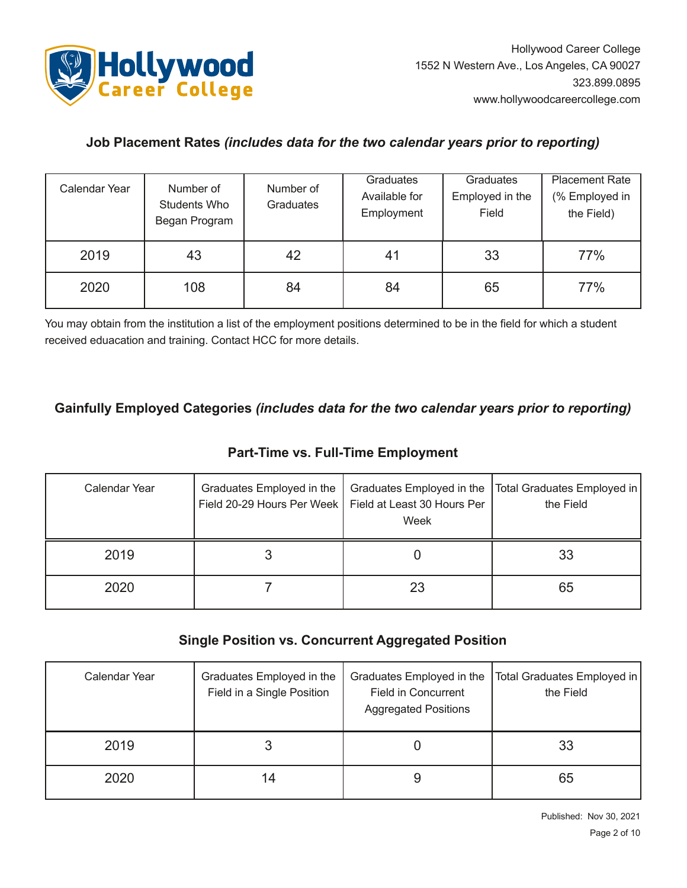Hollywood Career College
1552 N Western Ave., Los Angeles, CA 90027
323.899.0895
www.hollywoodcareercollege.com

### Job Placement Rates *(includes data for the two calendar years prior to reporting)*

| Calendar Year | Number of Students Who Began Program | Number of Graduates | Graduates Available for Employment | Graduates Employed in the Field | Placement Rate (% Employed in the Field) |
|---|---|---|---|---|---|
| 2019 | 43 | 42 | 41 | 33 | 77% |
| 2020 | 108 | 84 | 84 | 65 | 77% |

You may obtain from the institution a list of the employment positions determined to be in the field for which a student received eduacation and training. Contact HCC for more details.

### Gainfully Employed Categories *(includes data for the two calendar years prior to reporting)*

#### Part-Time vs. Full-Time Employment

| Calendar Year | Graduates Employed in the Field 20-29 Hours Per Week | Graduates Employed in the Field at Least 30 Hours Per Week | Total Graduates Employed in the Field |
|---|---|---|---|
| 2019 | 3 | 0 | 33 |
| 2020 | 7 | 23 | 65 |

#### Single Position vs. Concurrent Aggregated Position

| Calendar Year | Graduates Employed in the Field in a Single Position | Graduates Employed in the Field in Concurrent Aggregated Positions | Total Graduates Employed in the Field |
|---|---|---|---|
| 2019 | 3 | 0 | 33 |
| 2020 | 14 | 9 | 65 |

Published: Nov 30, 2021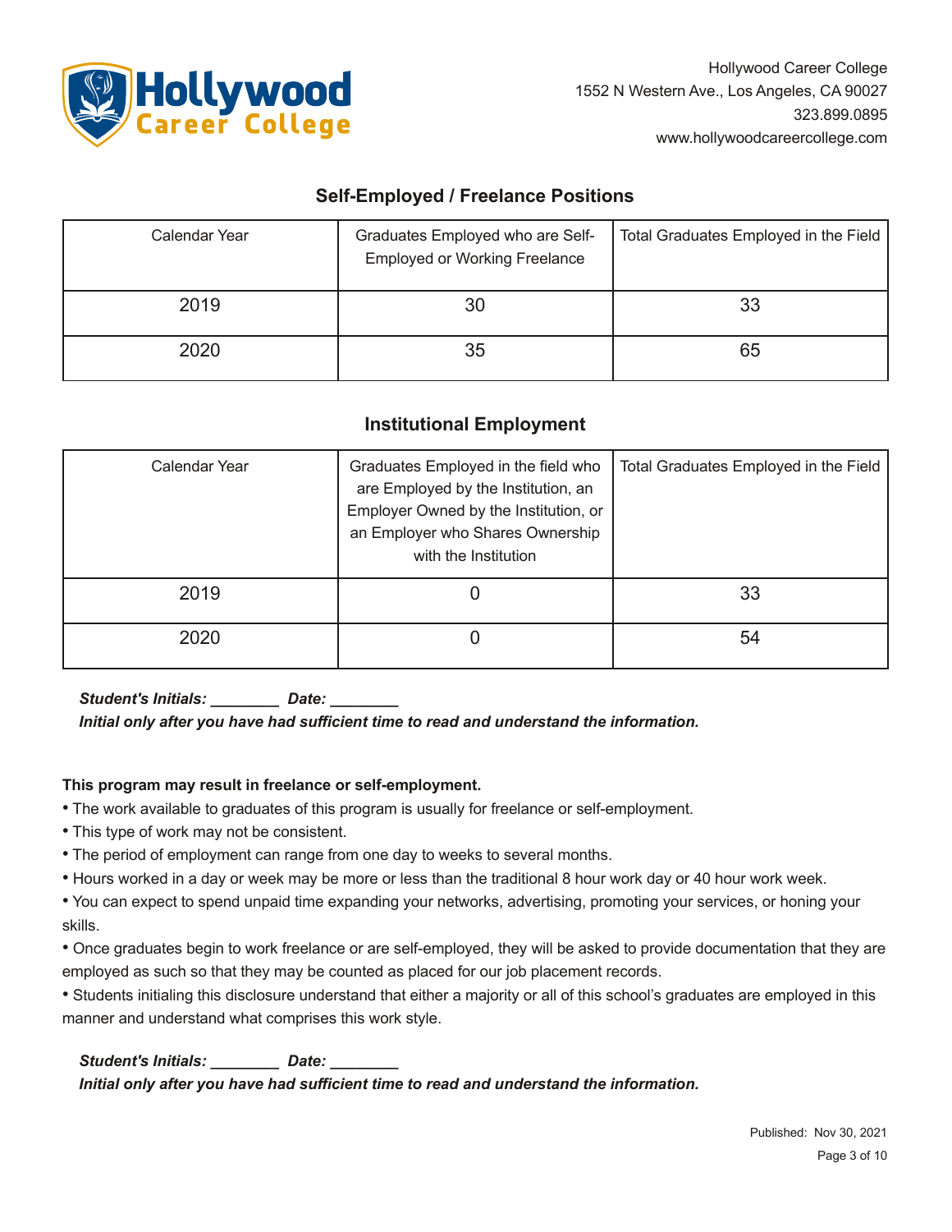## Self-Employed / Freelance Positions

| Calendar Year | Graduates Employed who are Self-Employed or Working Freelance | Total Graduates Employed in the Field |
|---|---|---|
| 2019 | 30 | 33 |
| 2020 | 35 | 65 |

## Institutional Employment

| Calendar Year | Graduates Employed in the field who are Employed by the Institution, an Employer Owned by the Institution, or an Employer who Shares Ownership with the Institution | Total Graduates Employed in the Field |
|---|---|---|
| 2019 | 0 | 33 |
| 2020 | 0 | 54 |

***Student's Initials: ________ Date: ________***
***Initial only after you have had sufficient time to read and understand the information.***

**This program may result in freelance or self-employment.**

- The work available to graduates of this program is usually for freelance or self-employment.
- This type of work may not be consistent.
- The period of employment can range from one day to weeks to several months.
- Hours worked in a day or week may be more or less than the traditional 8 hour work day or 40 hour work week.
- You can expect to spend unpaid time expanding your networks, advertising, promoting your services, or honing your skills.
- Once graduates begin to work freelance or are self-employed, they will be asked to provide documentation that they are employed as such so that they may be counted as placed for our job placement records.
- Students initialing this disclosure understand that either a majority or all of this school's graduates are employed in this manner and understand what comprises this work style.

***Student's Initials: ________ Date: ________***
***Initial only after you have had sufficient time to read and understand the information.***

Published: Nov 30, 2021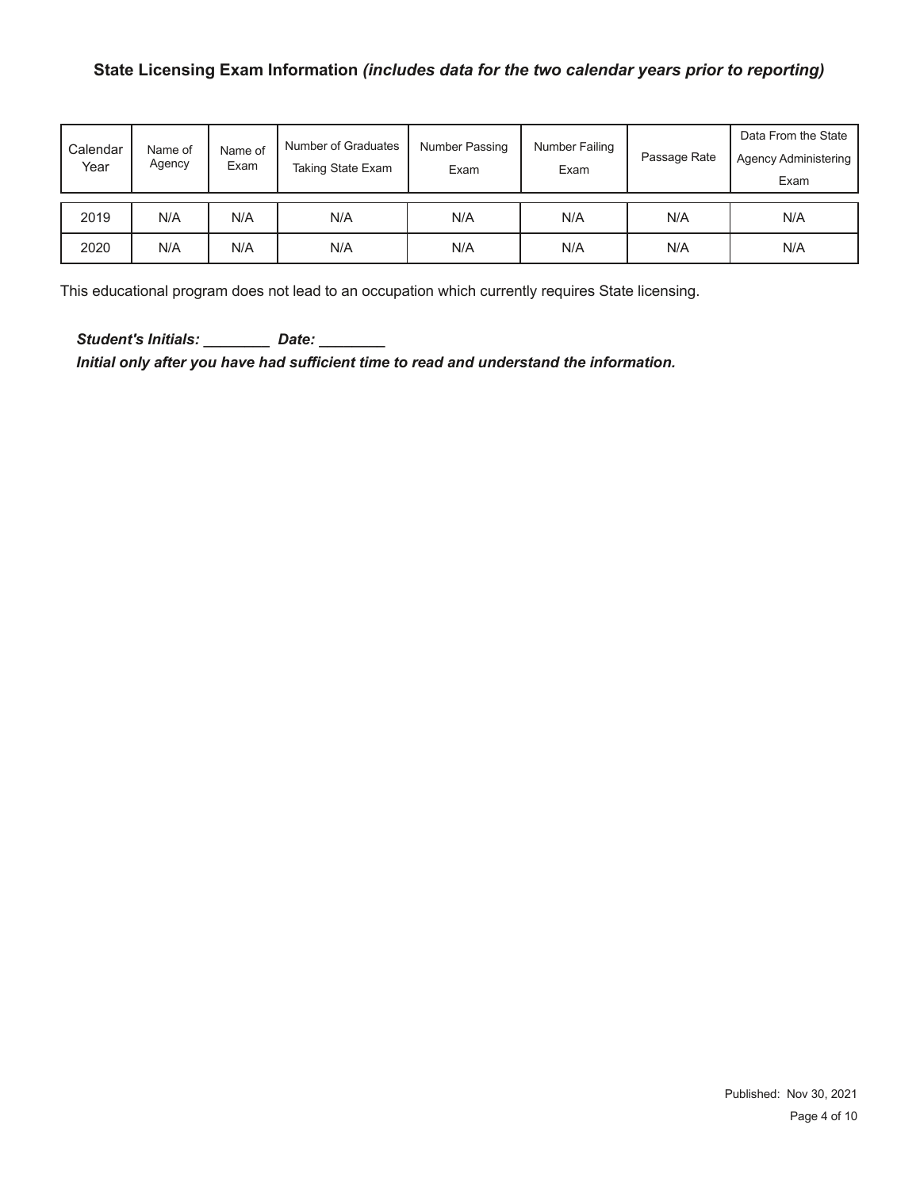**State Licensing Exam Information** ***(includes data for the two calendar years prior to reporting)***

| Calendar Year | Name of Agency | Name of Exam | Number of Graduates Taking State Exam | Number Passing Exam | Number Failing Exam | Passage Rate | Data From the State Agency Administering Exam |
|---|---|---|---|---|---|---|---|
| 2019 | N/A | N/A | N/A | N/A | N/A | N/A | N/A |
| 2020 | N/A | N/A | N/A | N/A | N/A | N/A | N/A |

This educational program does not lead to an occupation which currently requires State licensing.

***Student's Initials: ________ Date: ________***

***Initial only after you have had sufficient time to read and understand the information.***

Published: Nov 30, 2021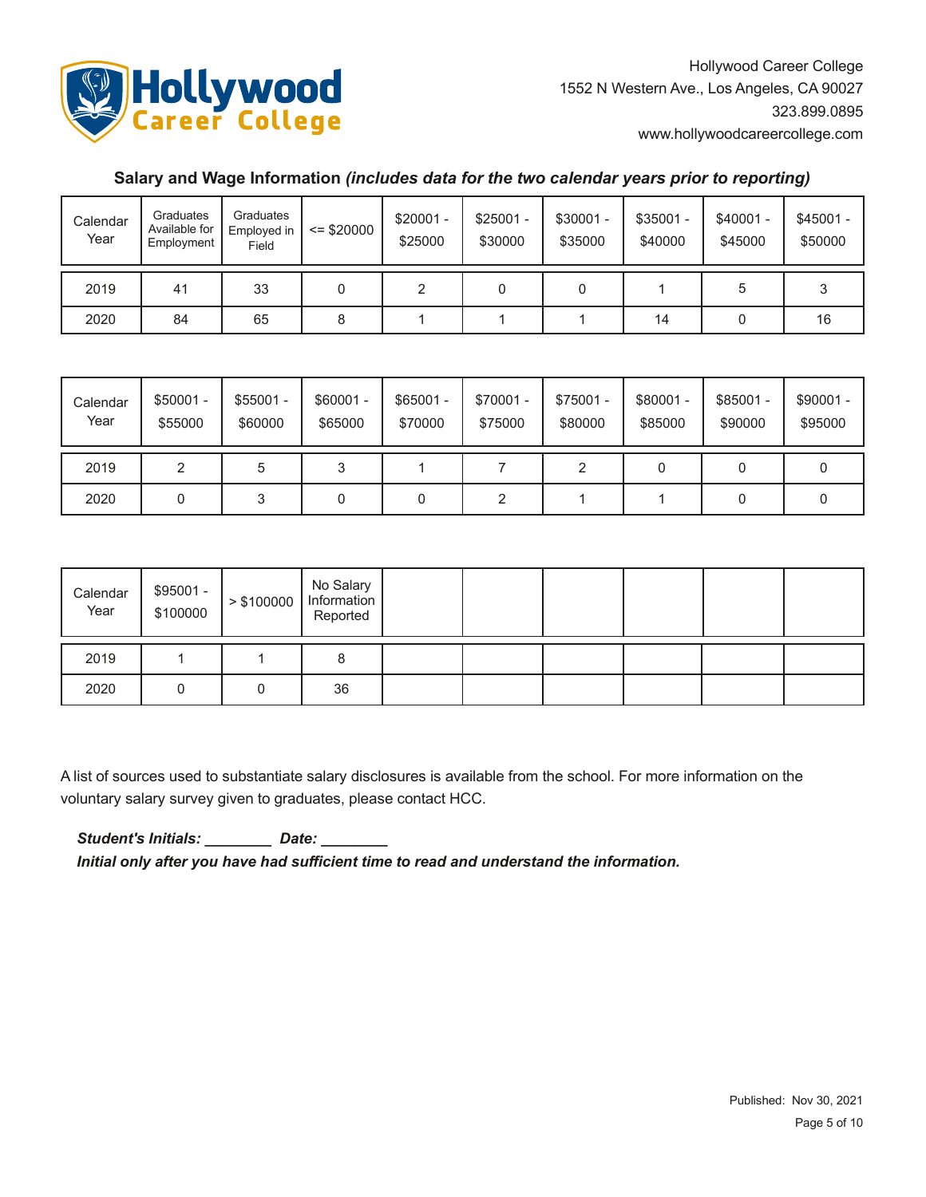Hollywood Career College
1552 N Western Ave., Los Angeles, CA 90027
323.899.0895
www.hollywoodcareercollege.com

**Salary and Wage Information** ***(includes data for the two calendar years prior to reporting)***

| Calendar Year | Graduates Available for Employment | Graduates Employed in Field | <= $20000 | $20001 - $25000 | $25001 - $30000 | $30001 - $35000 | $35001 - $40000 | $40001 - $45000 | $45001 - $50000 |
|---|---|---|---|---|---|---|---|---|---|
| 2019 | 41 | 33 | 0 | 2 | 0 | 0 | 1 | 5 | 3 |
| 2020 | 84 | 65 | 8 | 1 | 1 | 1 | 14 | 0 | 16 |

| Calendar Year | $50001 - $55000 | $55001 - $60000 | $60001 - $65000 | $65001 - $70000 | $70001 - $75000 | $75001 - $80000 | $80001 - $85000 | $85001 - $90000 | $90001 - $95000 |
|---|---|---|---|---|---|---|---|---|---|
| 2019 | 2 | 5 | 3 | 1 | 7 | 2 | 0 | 0 | 0 |
| 2020 | 0 | 3 | 0 | 0 | 2 | 1 | 1 | 0 | 0 |

| Calendar Year | $95001 - $100000 | > $100000 | No Salary Information Reported | | | | | | |
|---|---|---|---|---|---|---|---|---|---|
| 2019 | 1 | 1 | 8 | | | | | | |
| 2020 | 0 | 0 | 36 | | | | | | |

A list of sources used to substantiate salary disclosures is available from the school. For more information on the voluntary salary survey given to graduates, please contact HCC.

***Student's Initials: ________ Date: ________***
***Initial only after you have had sufficient time to read and understand the information.***

Published: Nov 30, 2021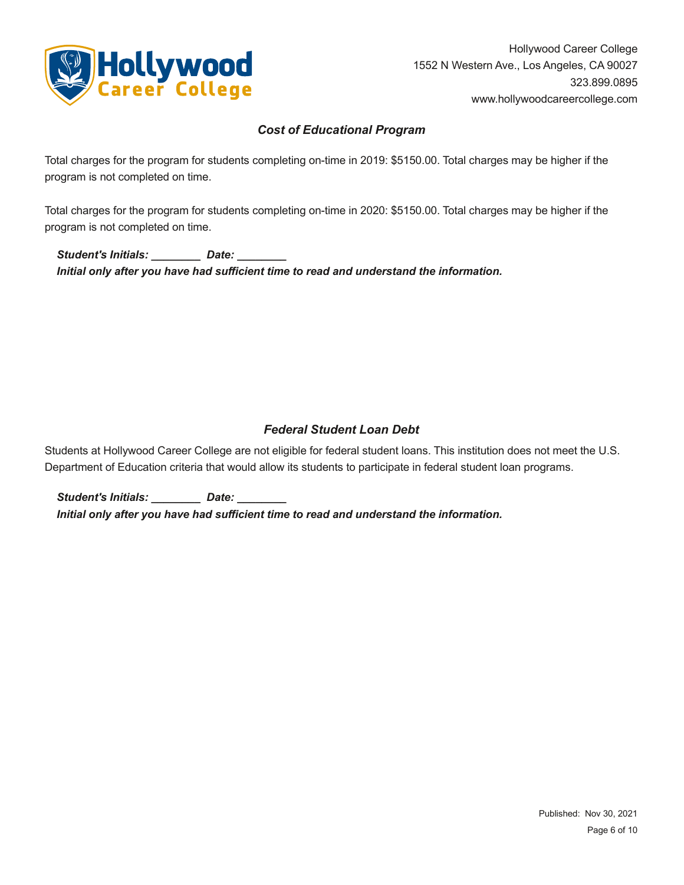## *Cost of Educational Program*

Total charges for the program for students completing on-time in 2019: $5150.00. Total charges may be higher if the program is not completed on time.

Total charges for the program for students completing on-time in 2020: $5150.00. Total charges may be higher if the program is not completed on time.

***Student's Initials: ________ Date: ________***
***Initial only after you have had sufficient time to read and understand the information.***

## *Federal Student Loan Debt*

Students at Hollywood Career College are not eligible for federal student loans. This institution does not meet the U.S. Department of Education criteria that would allow its students to participate in federal student loan programs.

***Student's Initials: ________ Date: ________***
***Initial only after you have had sufficient time to read and understand the information.***

Published: Nov 30, 2021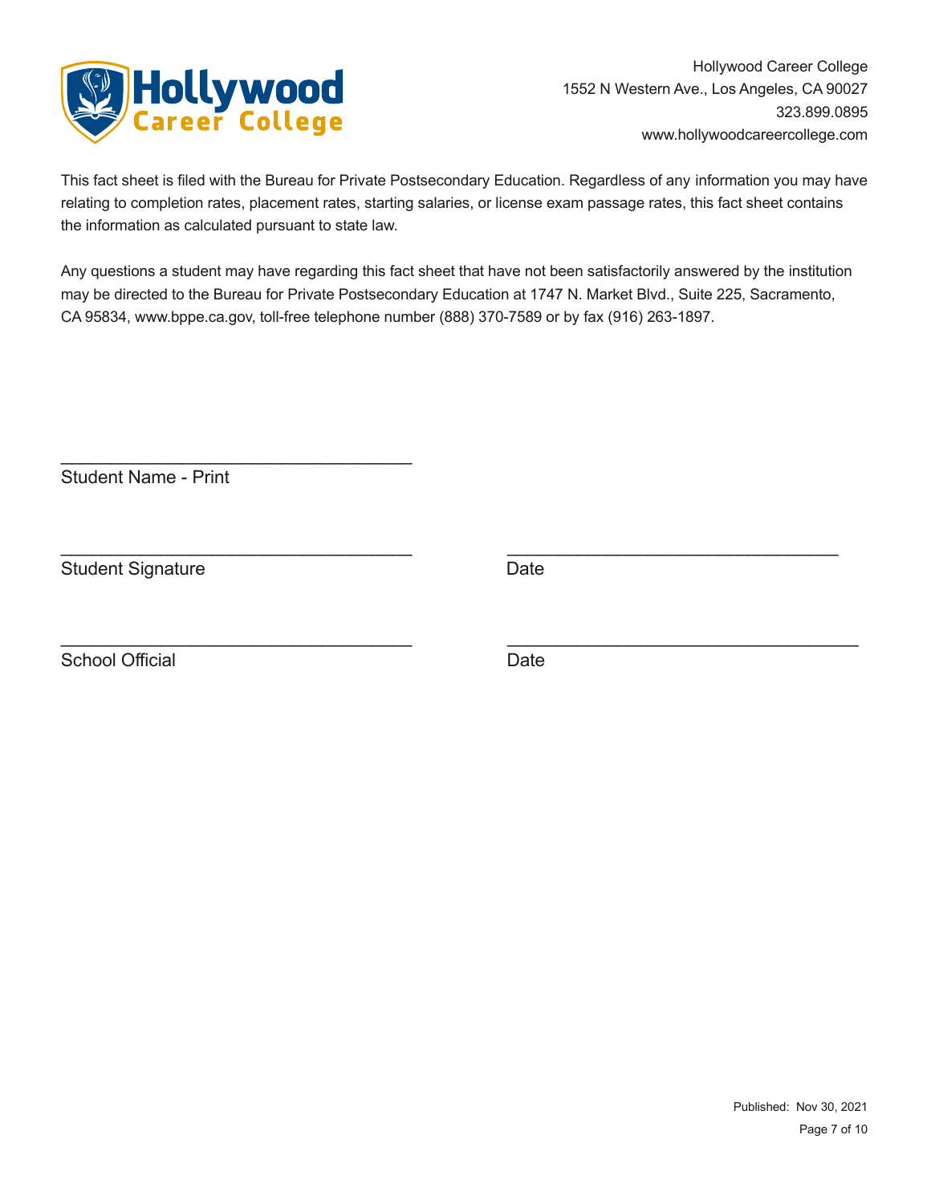Hollywood Career College
1552 N Western Ave., Los Angeles, CA 90027
323.899.0895
www.hollywoodcareercollege.com

This fact sheet is filed with the Bureau for Private Postsecondary Education. Regardless of any information you may have relating to completion rates, placement rates, starting salaries, or license exam passage rates, this fact sheet contains the information as calculated pursuant to state law.

Any questions a student may have regarding this fact sheet that have not been satisfactorily answered by the institution may be directed to the Bureau for Private Postsecondary Education at 1747 N. Market Blvd., Suite 225, Sacramento, CA 95834, www.bppe.ca.gov, toll-free telephone number (888) 370-7589 or by fax (916) 263-1897.

___________________________________
Student Name - Print

___________________________________ ___________________________________
Student Signature Date

___________________________________ ___________________________________
School Official Date

Published: Nov 30, 2021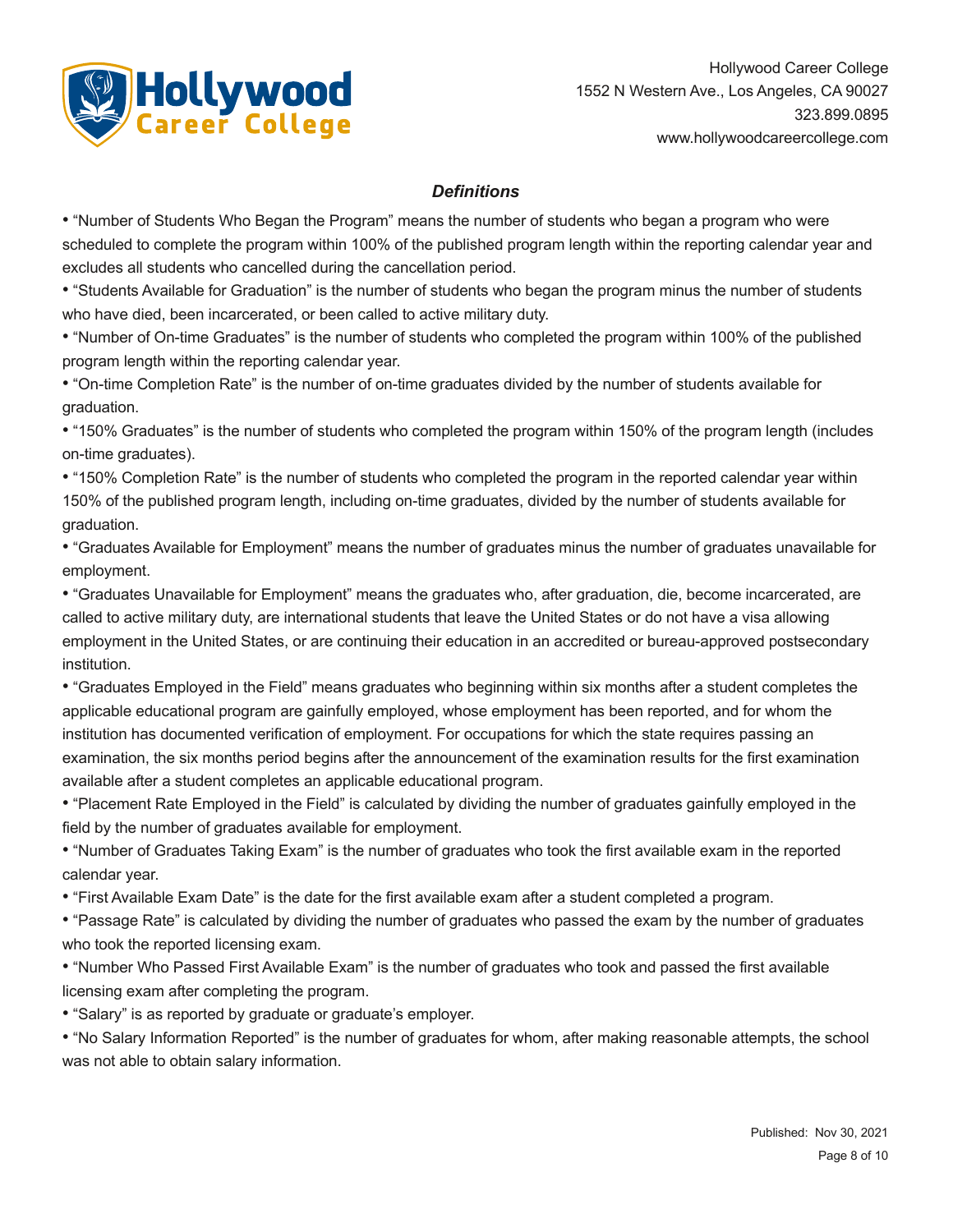Hollywood Career College
1552 N Western Ave., Los Angeles, CA 90027
323.899.0895
www.hollywoodcareercollege.com

### *Definitions*

- "Number of Students Who Began the Program" means the number of students who began a program who were scheduled to complete the program within 100% of the published program length within the reporting calendar year and excludes all students who cancelled during the cancellation period.
- "Students Available for Graduation" is the number of students who began the program minus the number of students who have died, been incarcerated, or been called to active military duty.
- "Number of On-time Graduates" is the number of students who completed the program within 100% of the published program length within the reporting calendar year.
- "On-time Completion Rate" is the number of on-time graduates divided by the number of students available for graduation.
- "150% Graduates" is the number of students who completed the program within 150% of the program length (includes on-time graduates).
- "150% Completion Rate" is the number of students who completed the program in the reported calendar year within 150% of the published program length, including on-time graduates, divided by the number of students available for graduation.
- "Graduates Available for Employment" means the number of graduates minus the number of graduates unavailable for employment.
- "Graduates Unavailable for Employment" means the graduates who, after graduation, die, become incarcerated, are called to active military duty, are international students that leave the United States or do not have a visa allowing employment in the United States, or are continuing their education in an accredited or bureau-approved postsecondary institution.
- "Graduates Employed in the Field" means graduates who beginning within six months after a student completes the applicable educational program are gainfully employed, whose employment has been reported, and for whom the institution has documented verification of employment. For occupations for which the state requires passing an examination, the six months period begins after the announcement of the examination results for the first examination available after a student completes an applicable educational program.
- "Placement Rate Employed in the Field" is calculated by dividing the number of graduates gainfully employed in the field by the number of graduates available for employment.
- "Number of Graduates Taking Exam" is the number of graduates who took the first available exam in the reported calendar year.
- "First Available Exam Date" is the date for the first available exam after a student completed a program.
- "Passage Rate" is calculated by dividing the number of graduates who passed the exam by the number of graduates who took the reported licensing exam.
- "Number Who Passed First Available Exam" is the number of graduates who took and passed the first available licensing exam after completing the program.
- "Salary" is as reported by graduate or graduate's employer.
- "No Salary Information Reported" is the number of graduates for whom, after making reasonable attempts, the school was not able to obtain salary information.

Published: Nov 30, 2021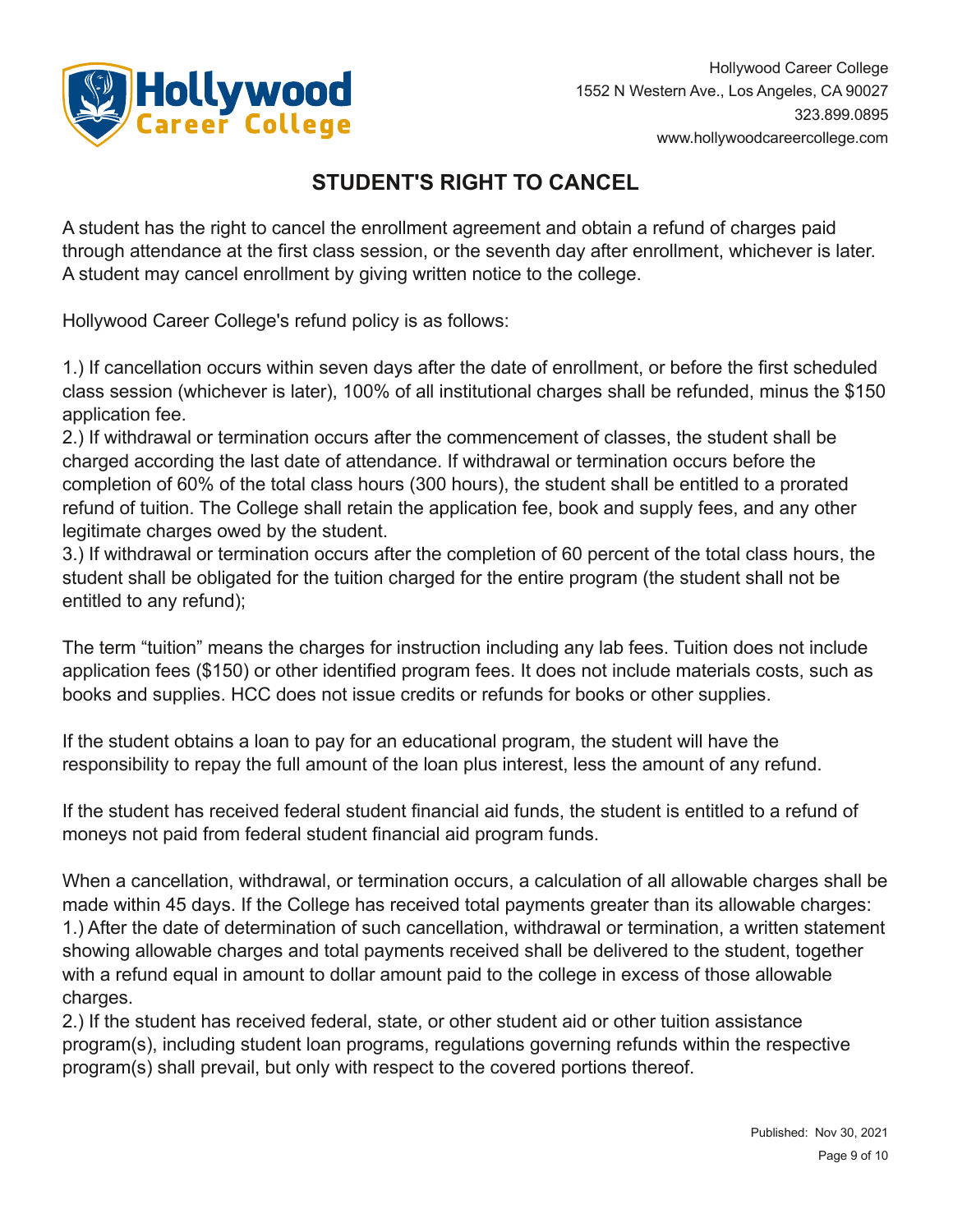Hollywood Career College
1552 N Western Ave., Los Angeles, CA 90027
323.899.0895
www.hollywoodcareercollege.com

# STUDENT'S RIGHT TO CANCEL

A student has the right to cancel the enrollment agreement and obtain a refund of charges paid through attendance at the first class session, or the seventh day after enrollment, whichever is later. A student may cancel enrollment by giving written notice to the college.

Hollywood Career College's refund policy is as follows:

1.) If cancellation occurs within seven days after the date of enrollment, or before the first scheduled class session (whichever is later), 100% of all institutional charges shall be refunded, minus the $150 application fee.
2.) If withdrawal or termination occurs after the commencement of classes, the student shall be charged according the last date of attendance. If withdrawal or termination occurs before the completion of 60% of the total class hours (300 hours), the student shall be entitled to a prorated refund of tuition. The College shall retain the application fee, book and supply fees, and any other legitimate charges owed by the student.
3.) If withdrawal or termination occurs after the completion of 60 percent of the total class hours, the student shall be obligated for the tuition charged for the entire program (the student shall not be entitled to any refund);

The term “tuition” means the charges for instruction including any lab fees. Tuition does not include application fees ($150) or other identified program fees. It does not include materials costs, such as books and supplies. HCC does not issue credits or refunds for books or other supplies.

If the student obtains a loan to pay for an educational program, the student will have the responsibility to repay the full amount of the loan plus interest, less the amount of any refund.

If the student has received federal student financial aid funds, the student is entitled to a refund of moneys not paid from federal student financial aid program funds.

When a cancellation, withdrawal, or termination occurs, a calculation of all allowable charges shall be made within 45 days. If the College has received total payments greater than its allowable charges:
1.) After the date of determination of such cancellation, withdrawal or termination, a written statement showing allowable charges and total payments received shall be delivered to the student, together with a refund equal in amount to dollar amount paid to the college in excess of those allowable charges.
2.) If the student has received federal, state, or other student aid or other tuition assistance program(s), including student loan programs, regulations governing refunds within the respective program(s) shall prevail, but only with respect to the covered portions thereof.

Published: Nov 30, 2021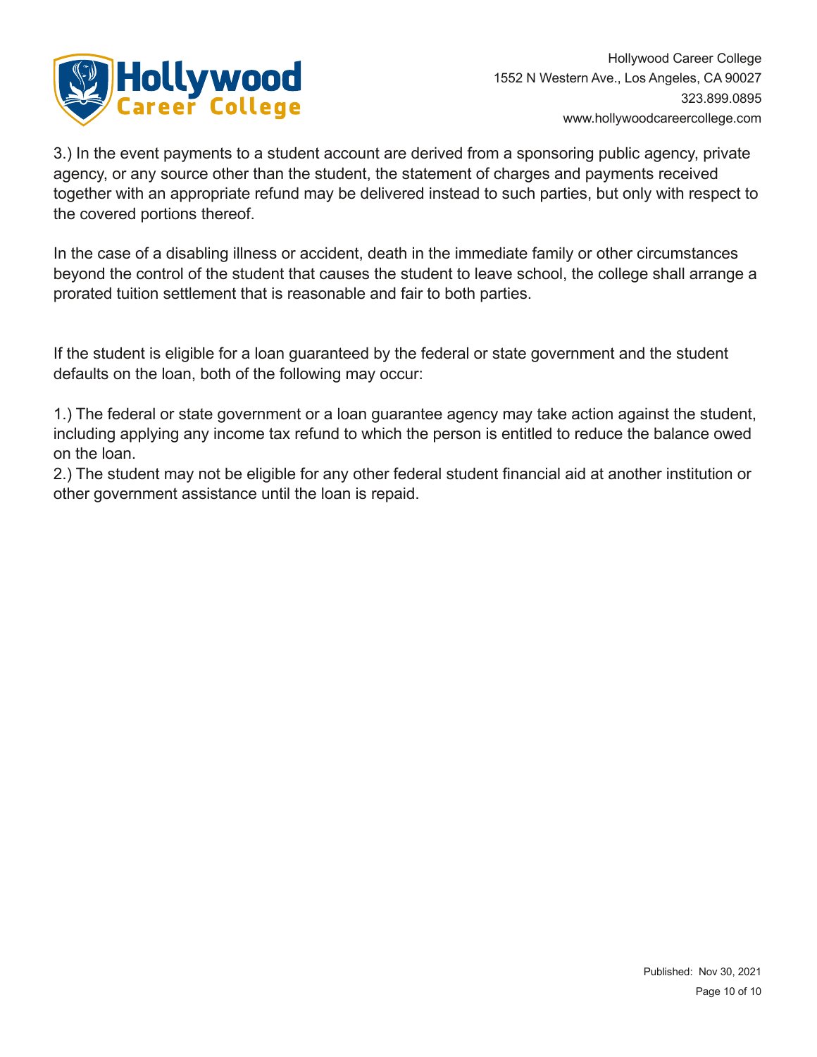3.) In the event payments to a student account are derived from a sponsoring public agency, private agency, or any source other than the student, the statement of charges and payments received together with an appropriate refund may be delivered instead to such parties, but only with respect to the covered portions thereof.

In the case of a disabling illness or accident, death in the immediate family or other circumstances beyond the control of the student that causes the student to leave school, the college shall arrange a prorated tuition settlement that is reasonable and fair to both parties.

If the student is eligible for a loan guaranteed by the federal or state government and the student defaults on the loan, both of the following may occur:

1.) The federal or state government or a loan guarantee agency may take action against the student, including applying any income tax refund to which the person is entitled to reduce the balance owed on the loan.
2.) The student may not be eligible for any other federal student financial aid at another institution or other government assistance until the loan is repaid.